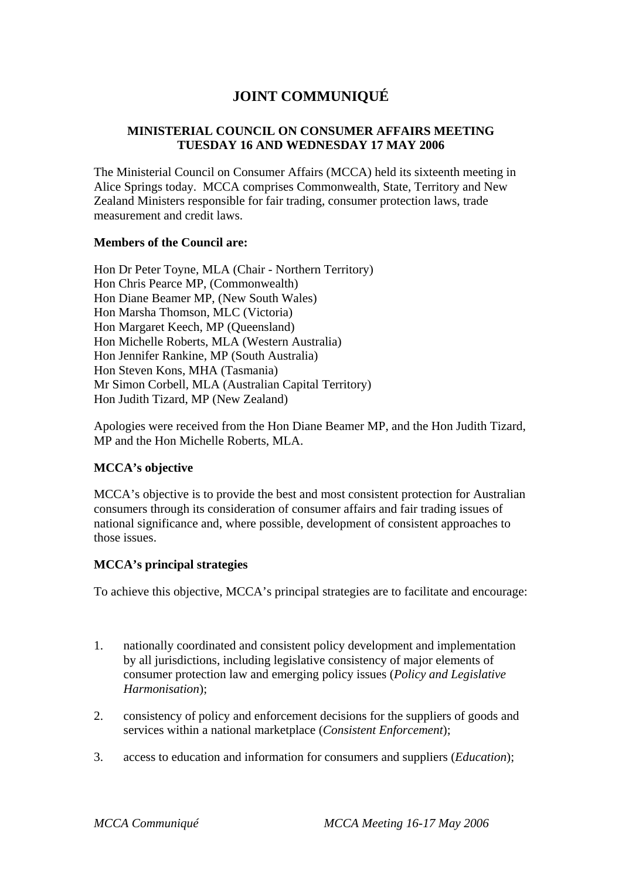# JOINT COMMUNIQUÉ

## MINISTERIAL COUNCIL ON CONSUMER AFFAIRS MEETING TUESDAY 16 AND WEDNESDAY 17 MAY 2006

The Ministerial Council on Consumer Affairs (MCCA) held its sixteenth meeting in Alice Springs today. MCCA comprises Commonwealth, State, Territory and New Zealand Ministers responsible for fair trading, consumer protection laws, trade measurement and credit laws.

**Members of the Council are:**

Hon Dr Peter Toyne, MLA (Chair - Northern Territory)
Hon Chris Pearce MP, (Commonwealth)
Hon Diane Beamer MP, (New South Wales)
Hon Marsha Thomson, MLC (Victoria)
Hon Margaret Keech, MP (Queensland)
Hon Michelle Roberts, MLA (Western Australia)
Hon Jennifer Rankine, MP (South Australia)
Hon Steven Kons, MHA (Tasmania)
Mr Simon Corbell, MLA (Australian Capital Territory)
Hon Judith Tizard, MP (New Zealand)

Apologies were received from the Hon Diane Beamer MP, and the Hon Judith Tizard, MP and the Hon Michelle Roberts, MLA.

**MCCA's objective**

MCCA's objective is to provide the best and most consistent protection for Australian consumers through its consideration of consumer affairs and fair trading issues of national significance and, where possible, development of consistent approaches to those issues.

**MCCA's principal strategies**

To achieve this objective, MCCA's principal strategies are to facilitate and encourage:

1. nationally coordinated and consistent policy development and implementation by all jurisdictions, including legislative consistency of major elements of consumer protection law and emerging policy issues (*Policy and Legislative Harmonisation*);

2. consistency of policy and enforcement decisions for the suppliers of goods and services within a national marketplace (*Consistent Enforcement*);

3. access to education and information for consumers and suppliers (*Education*);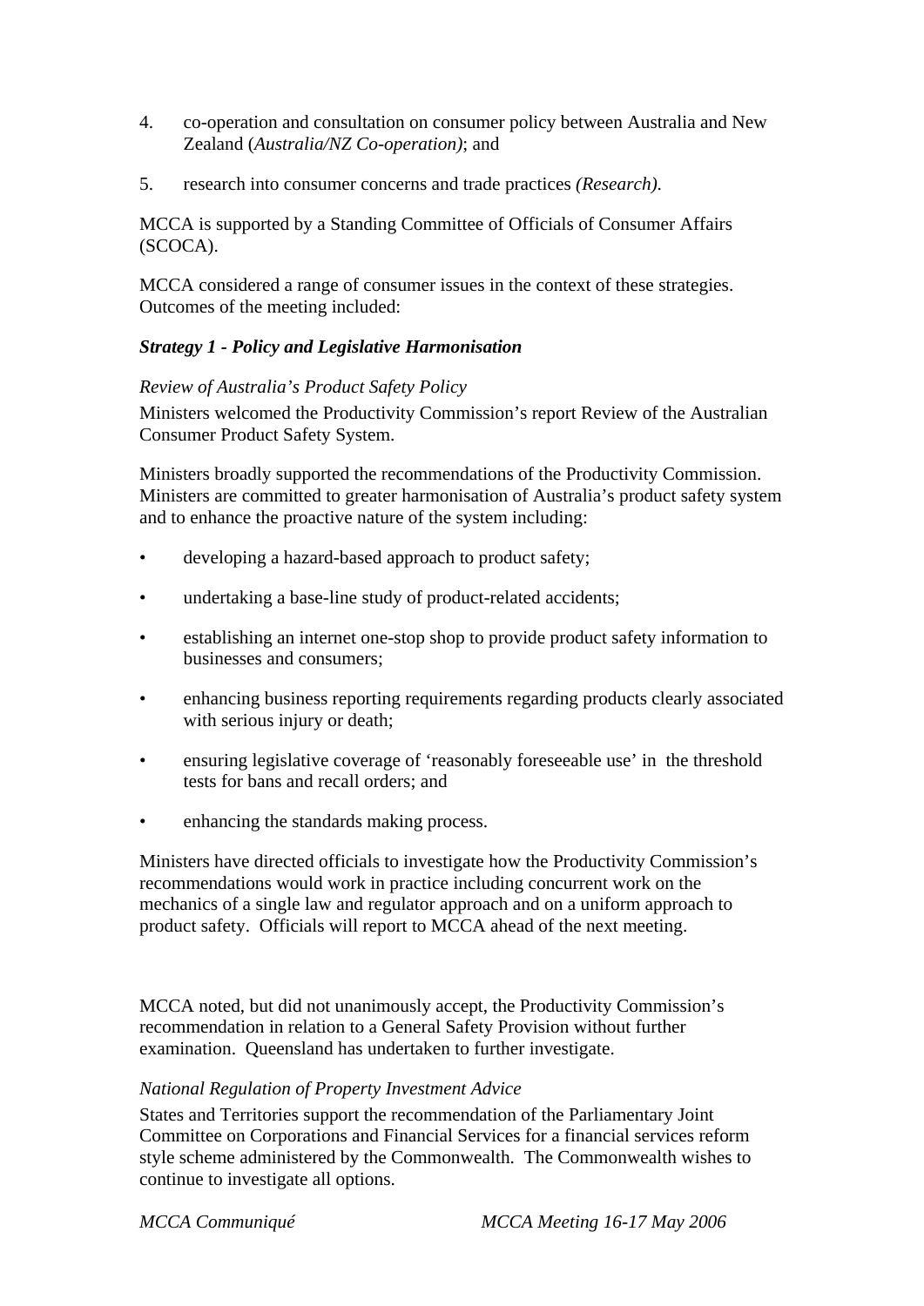4. co-operation and consultation on consumer policy between Australia and New Zealand (*Australia/NZ Co-operation)*; and

5. research into consumer concerns and trade practices *(Research).*

MCCA is supported by a Standing Committee of Officials of Consumer Affairs (SCOCA).

MCCA considered a range of consumer issues in the context of these strategies. Outcomes of the meeting included:

***Strategy 1 - Policy and Legislative Harmonisation***

*Review of Australia's Product Safety Policy*

Ministers welcomed the Productivity Commission's report Review of the Australian Consumer Product Safety System.

Ministers broadly supported the recommendations of the Productivity Commission. Ministers are committed to greater harmonisation of Australia's product safety system and to enhance the proactive nature of the system including:

- developing a hazard-based approach to product safety;
- undertaking a base-line study of product-related accidents;
- establishing an internet one-stop shop to provide product safety information to businesses and consumers;
- enhancing business reporting requirements regarding products clearly associated with serious injury or death;
- ensuring legislative coverage of 'reasonably foreseeable use' in the threshold tests for bans and recall orders; and
- enhancing the standards making process.

Ministers have directed officials to investigate how the Productivity Commission's recommendations would work in practice including concurrent work on the mechanics of a single law and regulator approach and on a uniform approach to product safety. Officials will report to MCCA ahead of the next meeting.

MCCA noted, but did not unanimously accept, the Productivity Commission's recommendation in relation to a General Safety Provision without further examination. Queensland has undertaken to further investigate.

*National Regulation of Property Investment Advice*

States and Territories support the recommendation of the Parliamentary Joint Committee on Corporations and Financial Services for a financial services reform style scheme administered by the Commonwealth. The Commonwealth wishes to continue to investigate all options.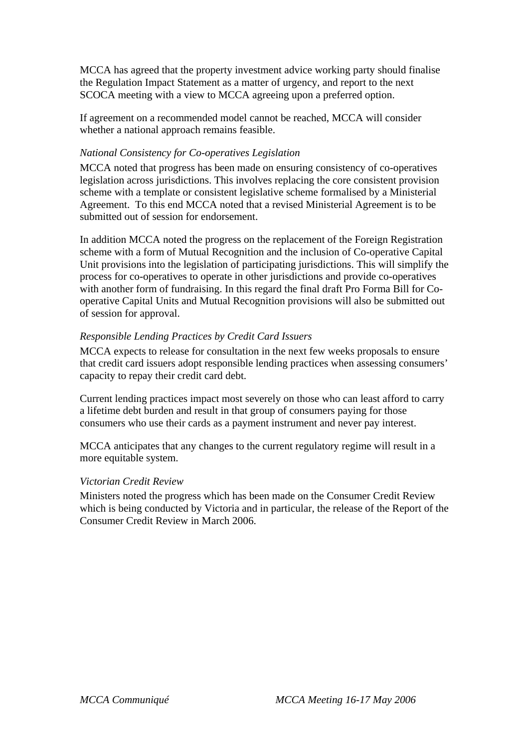MCCA has agreed that the property investment advice working party should finalise the Regulation Impact Statement as a matter of urgency, and report to the next SCOCA meeting with a view to MCCA agreeing upon a preferred option.

If agreement on a recommended model cannot be reached, MCCA will consider whether a national approach remains feasible.

*National Consistency for Co-operatives Legislation*

MCCA noted that progress has been made on ensuring consistency of co-operatives legislation across jurisdictions. This involves replacing the core consistent provision scheme with a template or consistent legislative scheme formalised by a Ministerial Agreement. To this end MCCA noted that a revised Ministerial Agreement is to be submitted out of session for endorsement.

In addition MCCA noted the progress on the replacement of the Foreign Registration scheme with a form of Mutual Recognition and the inclusion of Co-operative Capital Unit provisions into the legislation of participating jurisdictions. This will simplify the process for co-operatives to operate in other jurisdictions and provide co-operatives with another form of fundraising. In this regard the final draft Pro Forma Bill for Co-operative Capital Units and Mutual Recognition provisions will also be submitted out of session for approval.

*Responsible Lending Practices by Credit Card Issuers*

MCCA expects to release for consultation in the next few weeks proposals to ensure that credit card issuers adopt responsible lending practices when assessing consumers' capacity to repay their credit card debt.

Current lending practices impact most severely on those who can least afford to carry a lifetime debt burden and result in that group of consumers paying for those consumers who use their cards as a payment instrument and never pay interest.

MCCA anticipates that any changes to the current regulatory regime will result in a more equitable system.

*Victorian Credit Review*

Ministers noted the progress which has been made on the Consumer Credit Review which is being conducted by Victoria and in particular, the release of the Report of the Consumer Credit Review in March 2006.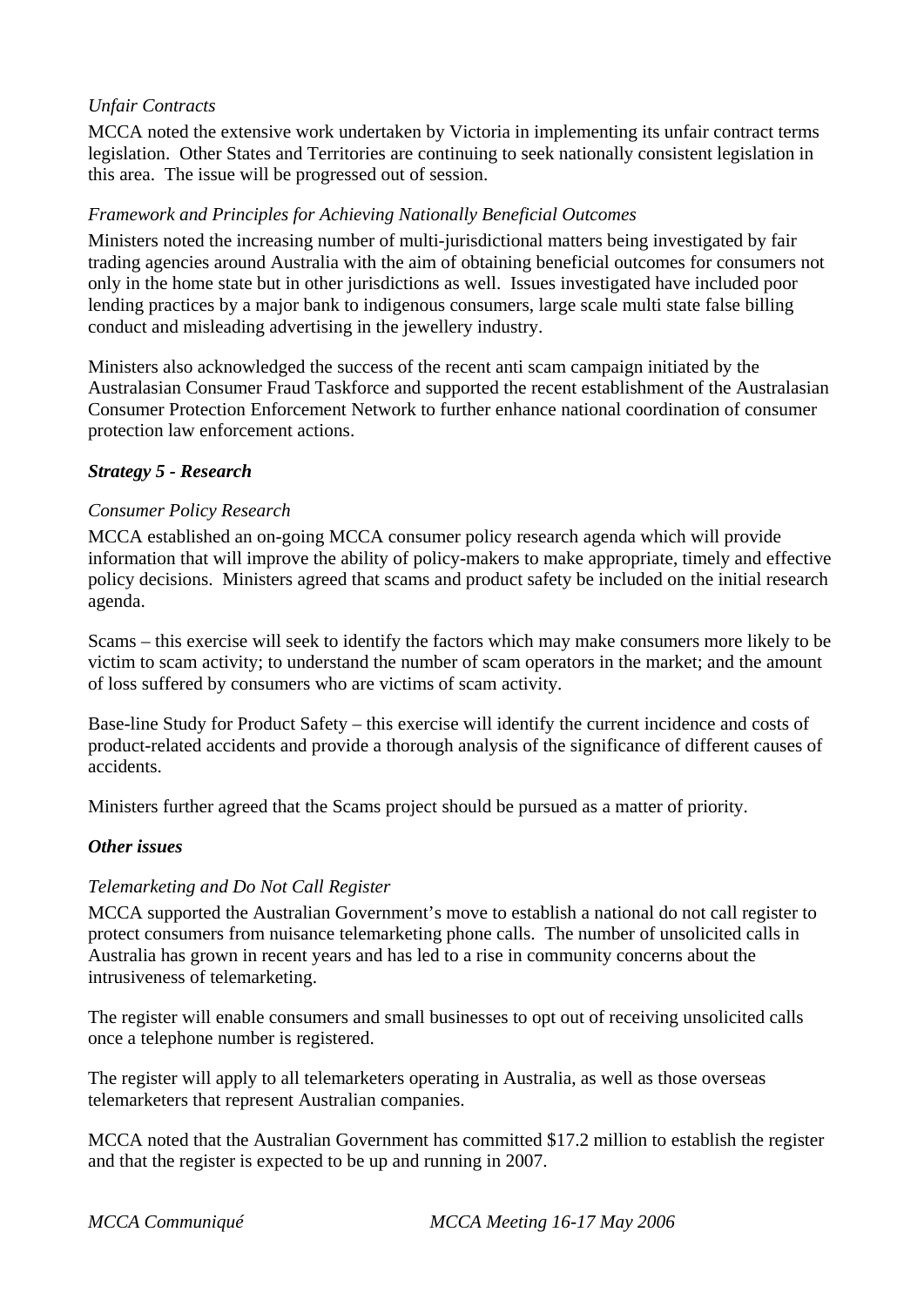*Unfair Contracts*

MCCA noted the extensive work undertaken by Victoria in implementing its unfair contract terms legislation. Other States and Territories are continuing to seek nationally consistent legislation in this area. The issue will be progressed out of session.

*Framework and Principles for Achieving Nationally Beneficial Outcomes*

Ministers noted the increasing number of multi-jurisdictional matters being investigated by fair trading agencies around Australia with the aim of obtaining beneficial outcomes for consumers not only in the home state but in other jurisdictions as well. Issues investigated have included poor lending practices by a major bank to indigenous consumers, large scale multi state false billing conduct and misleading advertising in the jewellery industry.

Ministers also acknowledged the success of the recent anti scam campaign initiated by the Australasian Consumer Fraud Taskforce and supported the recent establishment of the Australasian Consumer Protection Enforcement Network to further enhance national coordination of consumer protection law enforcement actions.

***Strategy 5 - Research***

*Consumer Policy Research*

MCCA established an on-going MCCA consumer policy research agenda which will provide information that will improve the ability of policy-makers to make appropriate, timely and effective policy decisions. Ministers agreed that scams and product safety be included on the initial research agenda.

Scams – this exercise will seek to identify the factors which may make consumers more likely to be victim to scam activity; to understand the number of scam operators in the market; and the amount of loss suffered by consumers who are victims of scam activity.

Base-line Study for Product Safety – this exercise will identify the current incidence and costs of product-related accidents and provide a thorough analysis of the significance of different causes of accidents.

Ministers further agreed that the Scams project should be pursued as a matter of priority.

***Other issues***

*Telemarketing and Do Not Call Register*

MCCA supported the Australian Government's move to establish a national do not call register to protect consumers from nuisance telemarketing phone calls. The number of unsolicited calls in Australia has grown in recent years and has led to a rise in community concerns about the intrusiveness of telemarketing.

The register will enable consumers and small businesses to opt out of receiving unsolicited calls once a telephone number is registered.

The register will apply to all telemarketers operating in Australia, as well as those overseas telemarketers that represent Australian companies.

MCCA noted that the Australian Government has committed $17.2 million to establish the register and that the register is expected to be up and running in 2007.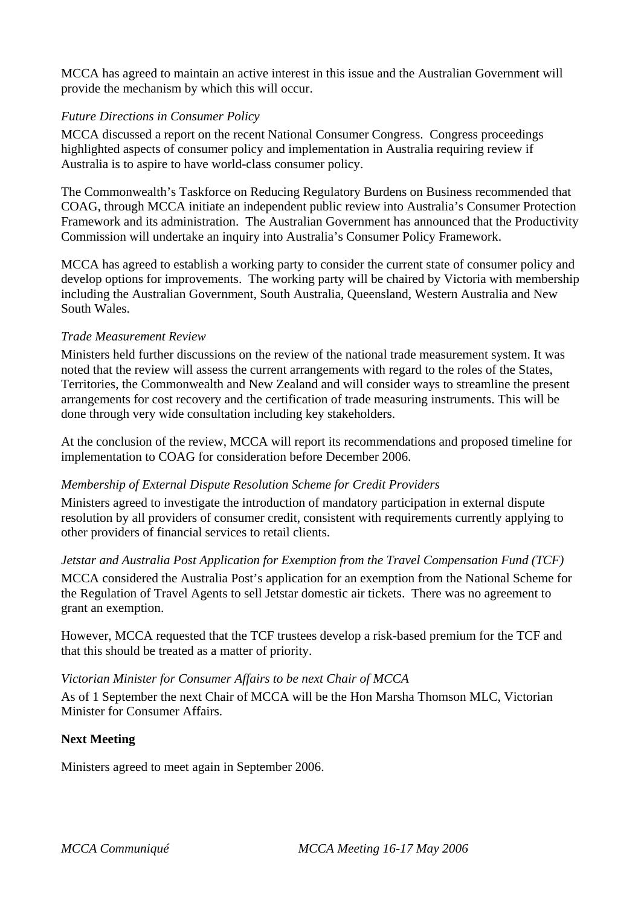MCCA has agreed to maintain an active interest in this issue and the Australian Government will provide the mechanism by which this will occur.

*Future Directions in Consumer Policy*

MCCA discussed a report on the recent National Consumer Congress. Congress proceedings highlighted aspects of consumer policy and implementation in Australia requiring review if Australia is to aspire to have world-class consumer policy.

The Commonwealth's Taskforce on Reducing Regulatory Burdens on Business recommended that COAG, through MCCA initiate an independent public review into Australia's Consumer Protection Framework and its administration. The Australian Government has announced that the Productivity Commission will undertake an inquiry into Australia's Consumer Policy Framework.

MCCA has agreed to establish a working party to consider the current state of consumer policy and develop options for improvements. The working party will be chaired by Victoria with membership including the Australian Government, South Australia, Queensland, Western Australia and New South Wales.

*Trade Measurement Review*

Ministers held further discussions on the review of the national trade measurement system. It was noted that the review will assess the current arrangements with regard to the roles of the States, Territories, the Commonwealth and New Zealand and will consider ways to streamline the present arrangements for cost recovery and the certification of trade measuring instruments. This will be done through very wide consultation including key stakeholders.

At the conclusion of the review, MCCA will report its recommendations and proposed timeline for implementation to COAG for consideration before December 2006.

*Membership of External Dispute Resolution Scheme for Credit Providers*

Ministers agreed to investigate the introduction of mandatory participation in external dispute resolution by all providers of consumer credit, consistent with requirements currently applying to other providers of financial services to retail clients.

*Jetstar and Australia Post Application for Exemption from the Travel Compensation Fund (TCF)*

MCCA considered the Australia Post's application for an exemption from the National Scheme for the Regulation of Travel Agents to sell Jetstar domestic air tickets. There was no agreement to grant an exemption.

However, MCCA requested that the TCF trustees develop a risk-based premium for the TCF and that this should be treated as a matter of priority.

*Victorian Minister for Consumer Affairs to be next Chair of MCCA*

As of 1 September the next Chair of MCCA will be the Hon Marsha Thomson MLC, Victorian Minister for Consumer Affairs.

**Next Meeting**

Ministers agreed to meet again in September 2006.